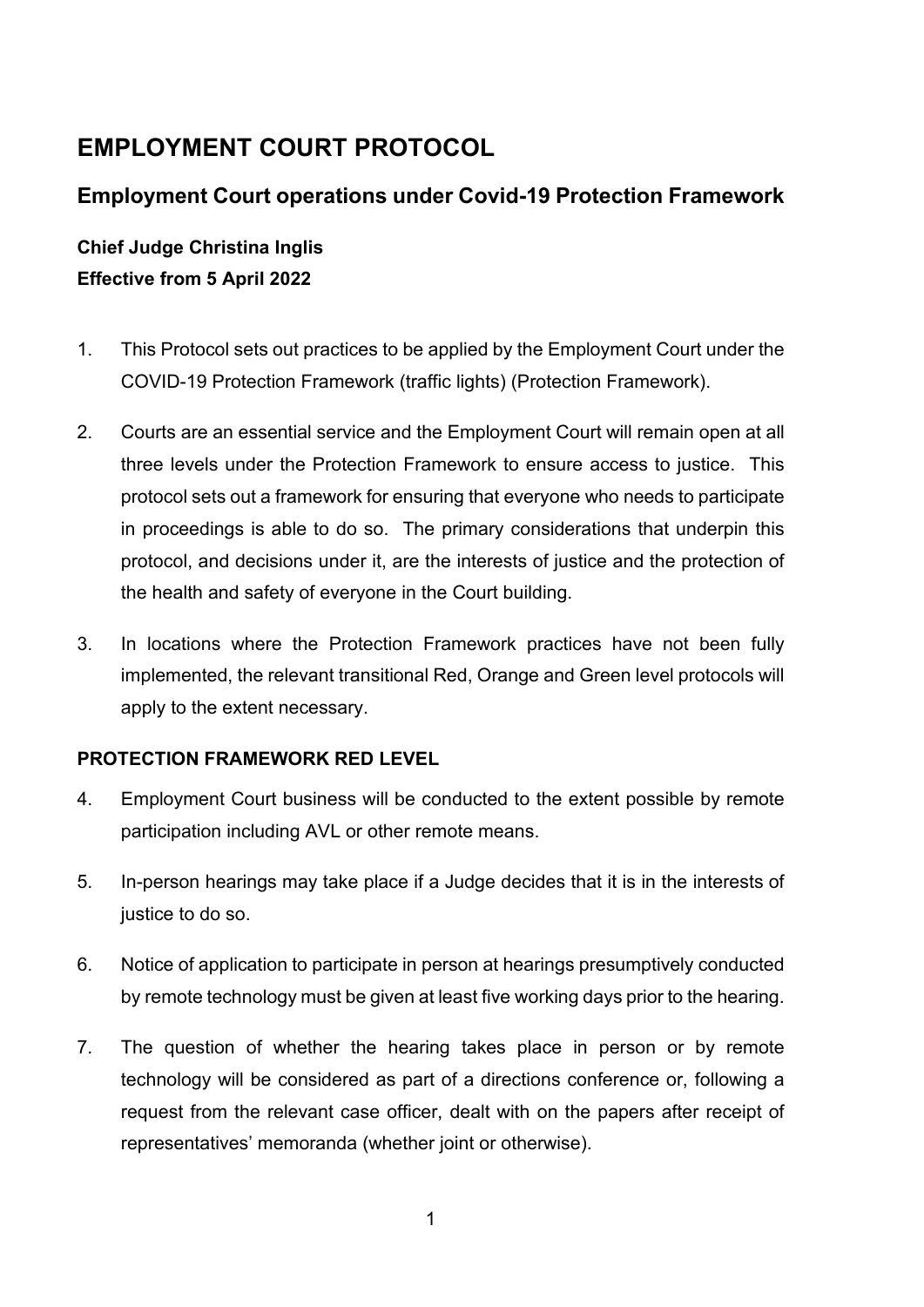# EMPLOYMENT COURT PROTOCOL

## Employment Court operations under Covid-19 Protection Framework

**Chief Judge Christina Inglis**
**Effective from 5 April 2022**

1. This Protocol sets out practices to be applied by the Employment Court under the COVID-19 Protection Framework (traffic lights) (Protection Framework).

2. Courts are an essential service and the Employment Court will remain open at all three levels under the Protection Framework to ensure access to justice. This protocol sets out a framework for ensuring that everyone who needs to participate in proceedings is able to do so. The primary considerations that underpin this protocol, and decisions under it, are the interests of justice and the protection of the health and safety of everyone in the Court building.

3. In locations where the Protection Framework practices have not been fully implemented, the relevant transitional Red, Orange and Green level protocols will apply to the extent necessary.

**PROTECTION FRAMEWORK RED LEVEL**

4. Employment Court business will be conducted to the extent possible by remote participation including AVL or other remote means.

5. In-person hearings may take place if a Judge decides that it is in the interests of justice to do so.

6. Notice of application to participate in person at hearings presumptively conducted by remote technology must be given at least five working days prior to the hearing.

7. The question of whether the hearing takes place in person or by remote technology will be considered as part of a directions conference or, following a request from the relevant case officer, dealt with on the papers after receipt of representatives' memoranda (whether joint or otherwise).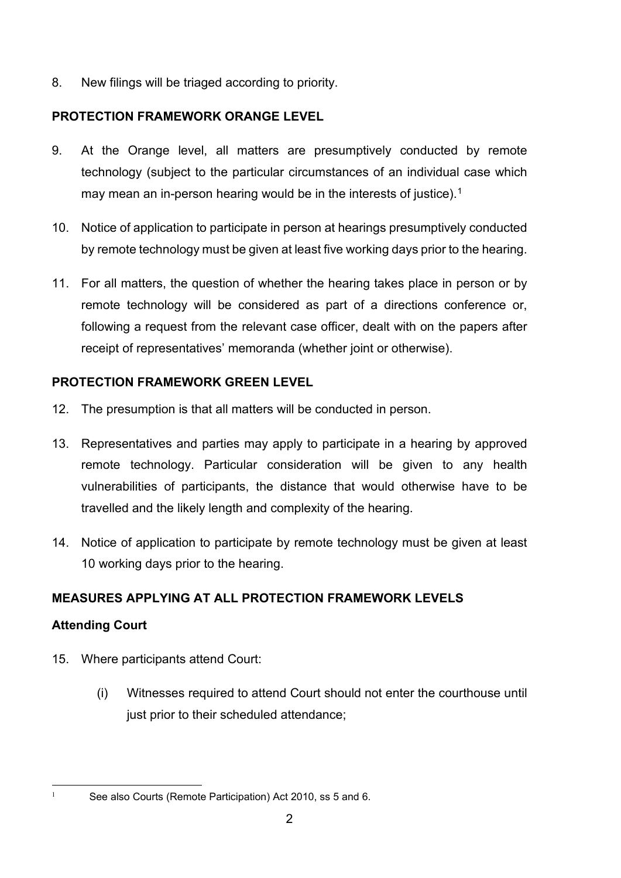8. New filings will be triaged according to priority.

## PROTECTION FRAMEWORK ORANGE LEVEL

9. At the Orange level, all matters are presumptively conducted by remote technology (subject to the particular circumstances of an individual case which may mean an in-person hearing would be in the interests of justice).[1]

10. Notice of application to participate in person at hearings presumptively conducted by remote technology must be given at least five working days prior to the hearing.

11. For all matters, the question of whether the hearing takes place in person or by remote technology will be considered as part of a directions conference or, following a request from the relevant case officer, dealt with on the papers after receipt of representatives' memoranda (whether joint or otherwise).

## PROTECTION FRAMEWORK GREEN LEVEL

12. The presumption is that all matters will be conducted in person.

13. Representatives and parties may apply to participate in a hearing by approved remote technology. Particular consideration will be given to any health vulnerabilities of participants, the distance that would otherwise have to be travelled and the likely length and complexity of the hearing.

14. Notice of application to participate by remote technology must be given at least 10 working days prior to the hearing.

## MEASURES APPLYING AT ALL PROTECTION FRAMEWORK LEVELS

### Attending Court

15. Where participants attend Court:

    (i) Witnesses required to attend Court should not enter the courthouse until just prior to their scheduled attendance;

---

[1] See also Courts (Remote Participation) Act 2010, ss 5 and 6.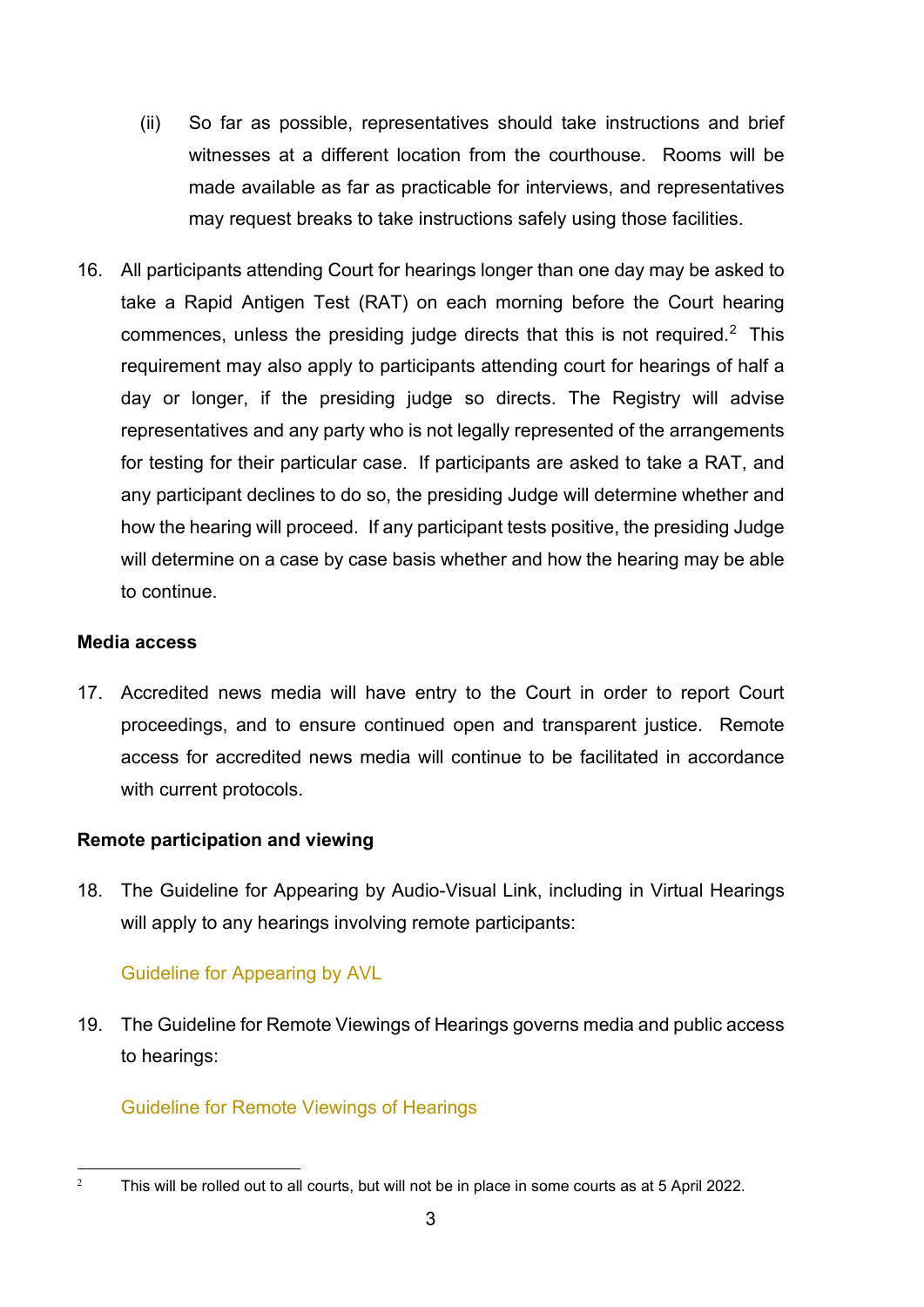(ii) So far as possible, representatives should take instructions and brief witnesses at a different location from the courthouse. Rooms will be made available as far as practicable for interviews, and representatives may request breaks to take instructions safely using those facilities.

16. All participants attending Court for hearings longer than one day may be asked to take a Rapid Antigen Test (RAT) on each morning before the Court hearing commences, unless the presiding judge directs that this is not required.[2] This requirement may also apply to participants attending court for hearings of half a day or longer, if the presiding judge so directs. The Registry will advise representatives and any party who is not legally represented of the arrangements for testing for their particular case. If participants are asked to take a RAT, and any participant declines to do so, the presiding Judge will determine whether and how the hearing will proceed. If any participant tests positive, the presiding Judge will determine on a case by case basis whether and how the hearing may be able to continue.

**Media access**

17. Accredited news media will have entry to the Court in order to report Court proceedings, and to ensure continued open and transparent justice. Remote access for accredited news media will continue to be facilitated in accordance with current protocols.

**Remote participation and viewing**

18. The Guideline for Appearing by Audio-Visual Link, including in Virtual Hearings will apply to any hearings involving remote participants:

    Guideline for Appearing by AVL

19. The Guideline for Remote Viewings of Hearings governs media and public access to hearings:

    Guideline for Remote Viewings of Hearings

---

[2] This will be rolled out to all courts, but will not be in place in some courts as at 5 April 2022.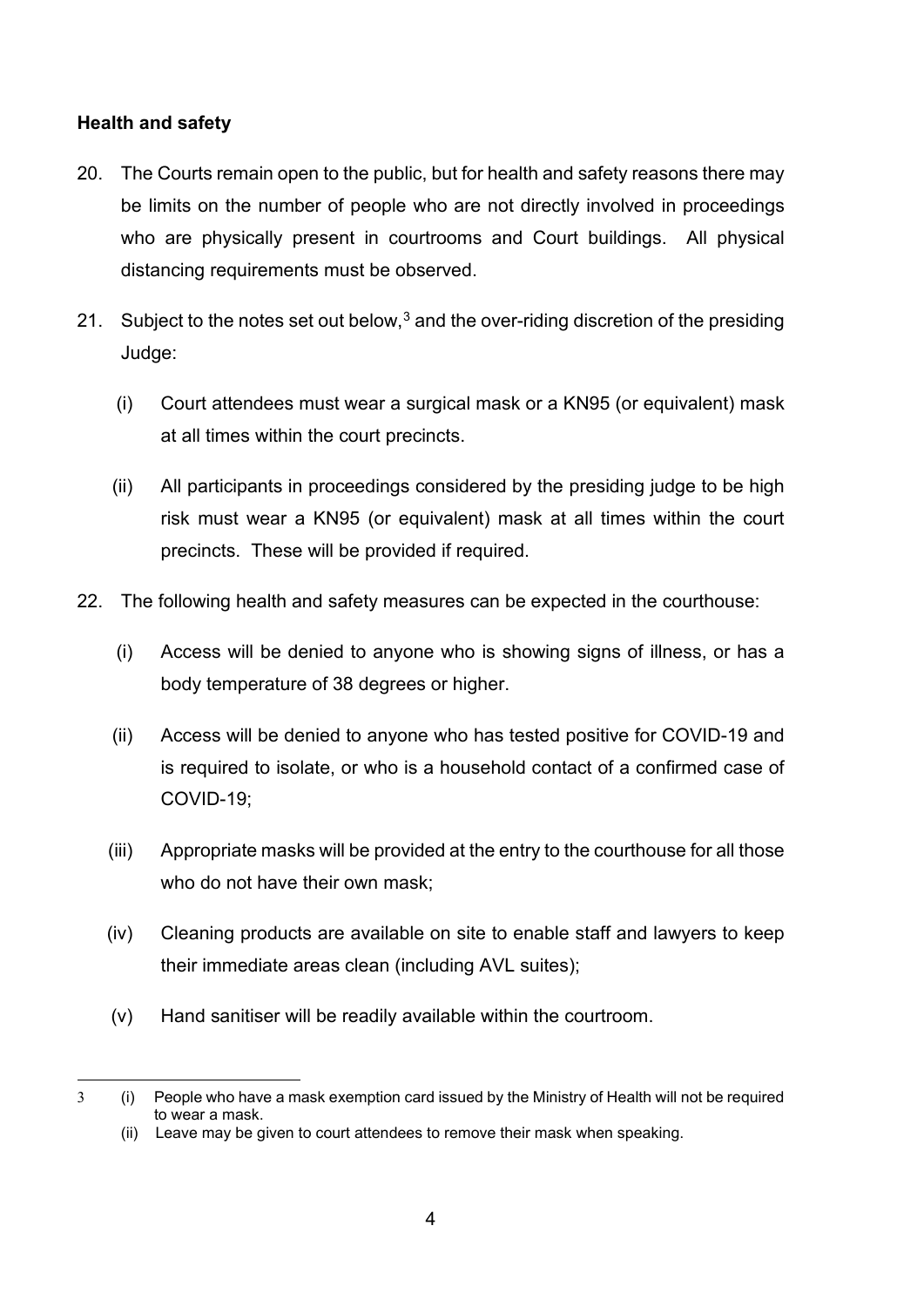**Health and safety**

20. The Courts remain open to the public, but for health and safety reasons there may be limits on the number of people who are not directly involved in proceedings who are physically present in courtrooms and Court buildings. All physical distancing requirements must be observed.

21. Subject to the notes set out below,[3] and the over-riding discretion of the presiding Judge:

    (i) Court attendees must wear a surgical mask or a KN95 (or equivalent) mask at all times within the court precincts.

    (ii) All participants in proceedings considered by the presiding judge to be high risk must wear a KN95 (or equivalent) mask at all times within the court precincts. These will be provided if required.

22. The following health and safety measures can be expected in the courthouse:

    (i) Access will be denied to anyone who is showing signs of illness, or has a body temperature of 38 degrees or higher.

    (ii) Access will be denied to anyone who has tested positive for COVID-19 and is required to isolate, or who is a household contact of a confirmed case of COVID-19;

    (iii) Appropriate masks will be provided at the entry to the courthouse for all those who do not have their own mask;

    (iv) Cleaning products are available on site to enable staff and lawyers to keep their immediate areas clean (including AVL suites);

    (v) Hand sanitiser will be readily available within the courtroom.

---

[3] (i) People who have a mask exemption card issued by the Ministry of Health will not be required to wear a mask.
(ii) Leave may be given to court attendees to remove their mask when speaking.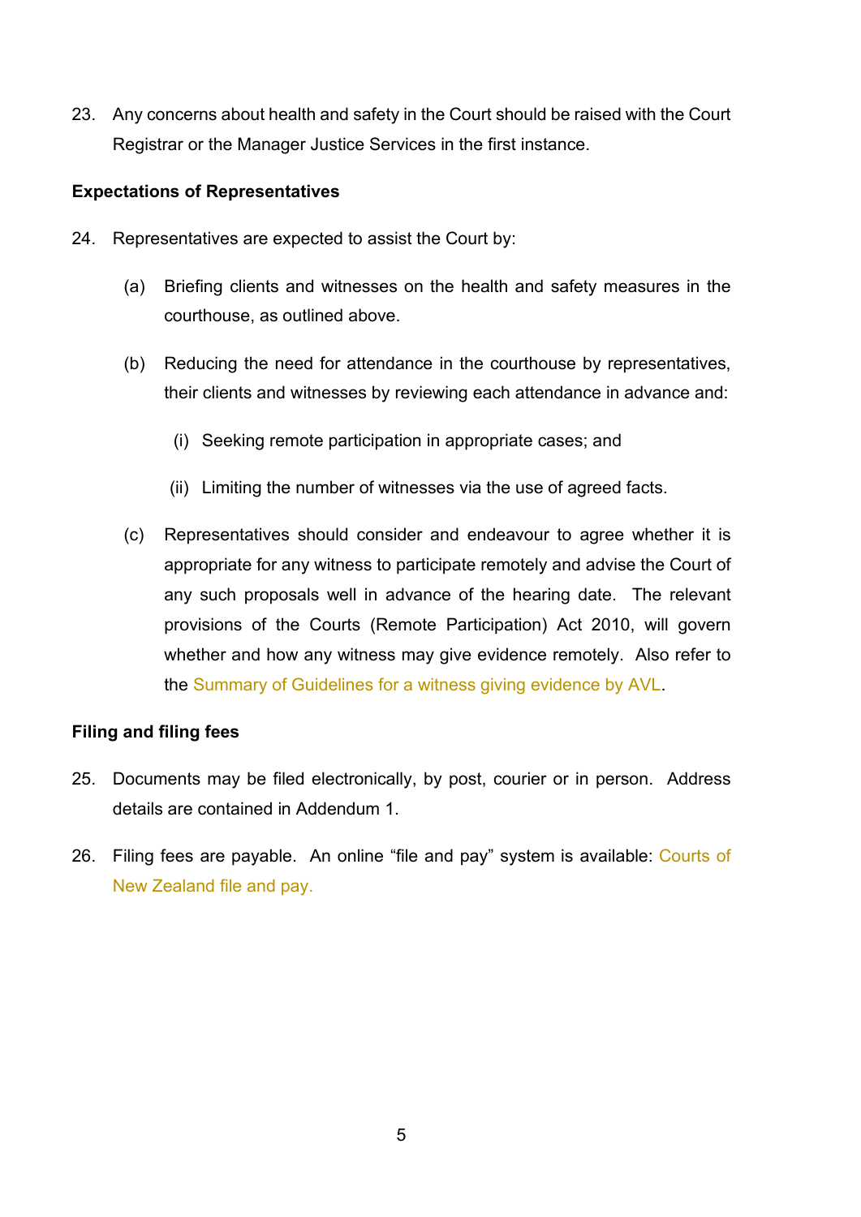23. Any concerns about health and safety in the Court should be raised with the Court Registrar or the Manager Justice Services in the first instance.

**Expectations of Representatives**

24. Representatives are expected to assist the Court by:

    (a) Briefing clients and witnesses on the health and safety measures in the courthouse, as outlined above.

    (b) Reducing the need for attendance in the courthouse by representatives, their clients and witnesses by reviewing each attendance in advance and:

        (i) Seeking remote participation in appropriate cases; and

        (ii) Limiting the number of witnesses via the use of agreed facts.

    (c) Representatives should consider and endeavour to agree whether it is appropriate for any witness to participate remotely and advise the Court of any such proposals well in advance of the hearing date. The relevant provisions of the Courts (Remote Participation) Act 2010, will govern whether and how any witness may give evidence remotely. Also refer to the Summary of Guidelines for a witness giving evidence by AVL.

**Filing and filing fees**

25. Documents may be filed electronically, by post, courier or in person. Address details are contained in Addendum 1.

26. Filing fees are payable. An online "file and pay" system is available: Courts of New Zealand file and pay.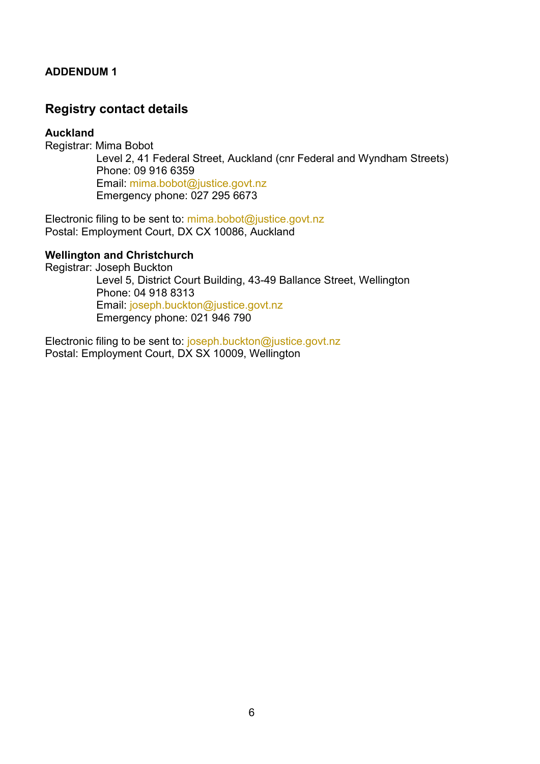**ADDENDUM 1**

## Registry contact details

**Auckland**

Registrar: Mima Bobot

Level 2, 41 Federal Street, Auckland (cnr Federal and Wyndham Streets)
Phone: 09 916 6359
Email: mima.bobot@justice.govt.nz
Emergency phone: 027 295 6673

Electronic filing to be sent to: mima.bobot@justice.govt.nz
Postal: Employment Court, DX CX 10086, Auckland

**Wellington and Christchurch**

Registrar: Joseph Buckton

Level 5, District Court Building, 43-49 Ballance Street, Wellington
Phone: 04 918 8313
Email: joseph.buckton@justice.govt.nz
Emergency phone: 021 946 790

Electronic filing to be sent to: joseph.buckton@justice.govt.nz
Postal: Employment Court, DX SX 10009, Wellington